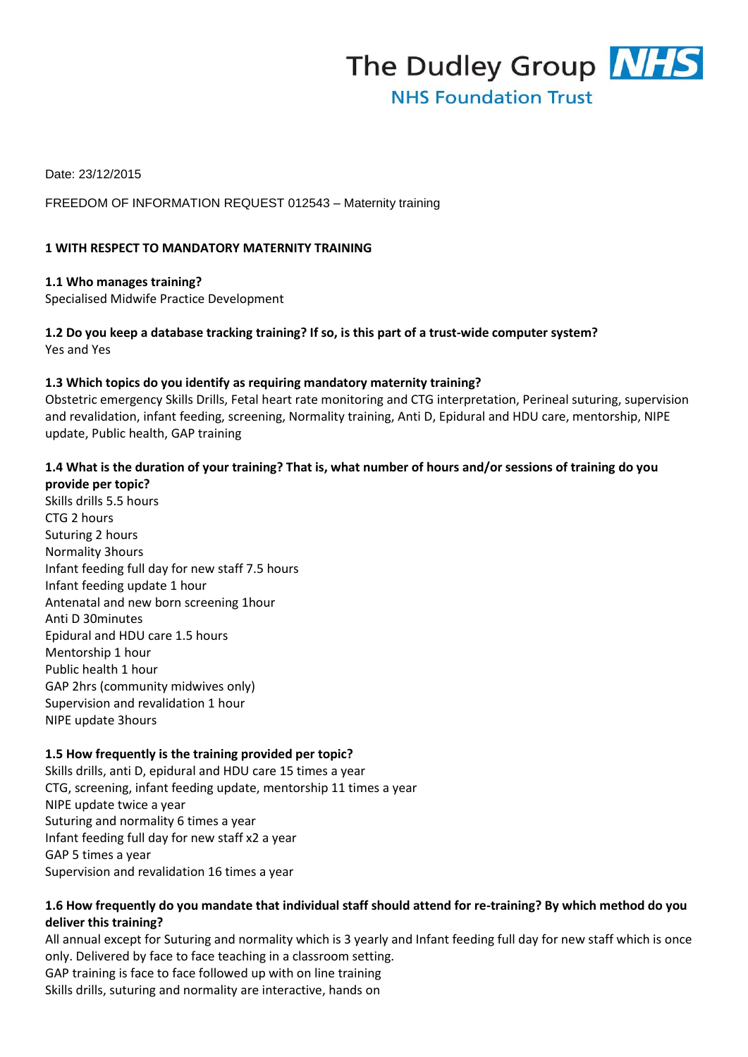The Dudley Group NHS
NHS Foundation Trust

Date: 23/12/2015

FREEDOM OF INFORMATION REQUEST 012543 – Maternity training

## 1 WITH RESPECT TO MANDATORY MATERNITY TRAINING

**1.1 Who manages training?**
Specialised Midwife Practice Development

**1.2 Do you keep a database tracking training? If so, is this part of a trust-wide computer system?**
Yes and Yes

**1.3 Which topics do you identify as requiring mandatory maternity training?**
Obstetric emergency Skills Drills, Fetal heart rate monitoring and CTG interpretation, Perineal suturing, supervision and revalidation, infant feeding, screening, Normality training, Anti D, Epidural and HDU care, mentorship, NIPE update, Public health, GAP training

**1.4 What is the duration of your training? That is, what number of hours and/or sessions of training do you provide per topic?**
Skills drills 5.5 hours
CTG 2 hours
Suturing 2 hours
Normality 3hours
Infant feeding full day for new staff 7.5 hours
Infant feeding update 1 hour
Antenatal and new born screening 1hour
Anti D 30minutes
Epidural and HDU care 1.5 hours
Mentorship 1 hour
Public health 1 hour
GAP 2hrs (community midwives only)
Supervision and revalidation 1 hour
NIPE update 3hours

**1.5 How frequently is the training provided per topic?**
Skills drills, anti D, epidural and HDU care 15 times a year
CTG, screening, infant feeding update, mentorship 11 times a year
NIPE update twice a year
Suturing and normality 6 times a year
Infant feeding full day for new staff x2 a year
GAP 5 times a year
Supervision and revalidation 16 times a year

**1.6 How frequently do you mandate that individual staff should attend for re-training? By which method do you deliver this training?**
All annual except for Suturing and normality which is 3 yearly and Infant feeding full day for new staff which is once only. Delivered by face to face teaching in a classroom setting.
GAP training is face to face followed up with on line training
Skills drills, suturing and normality are interactive, hands on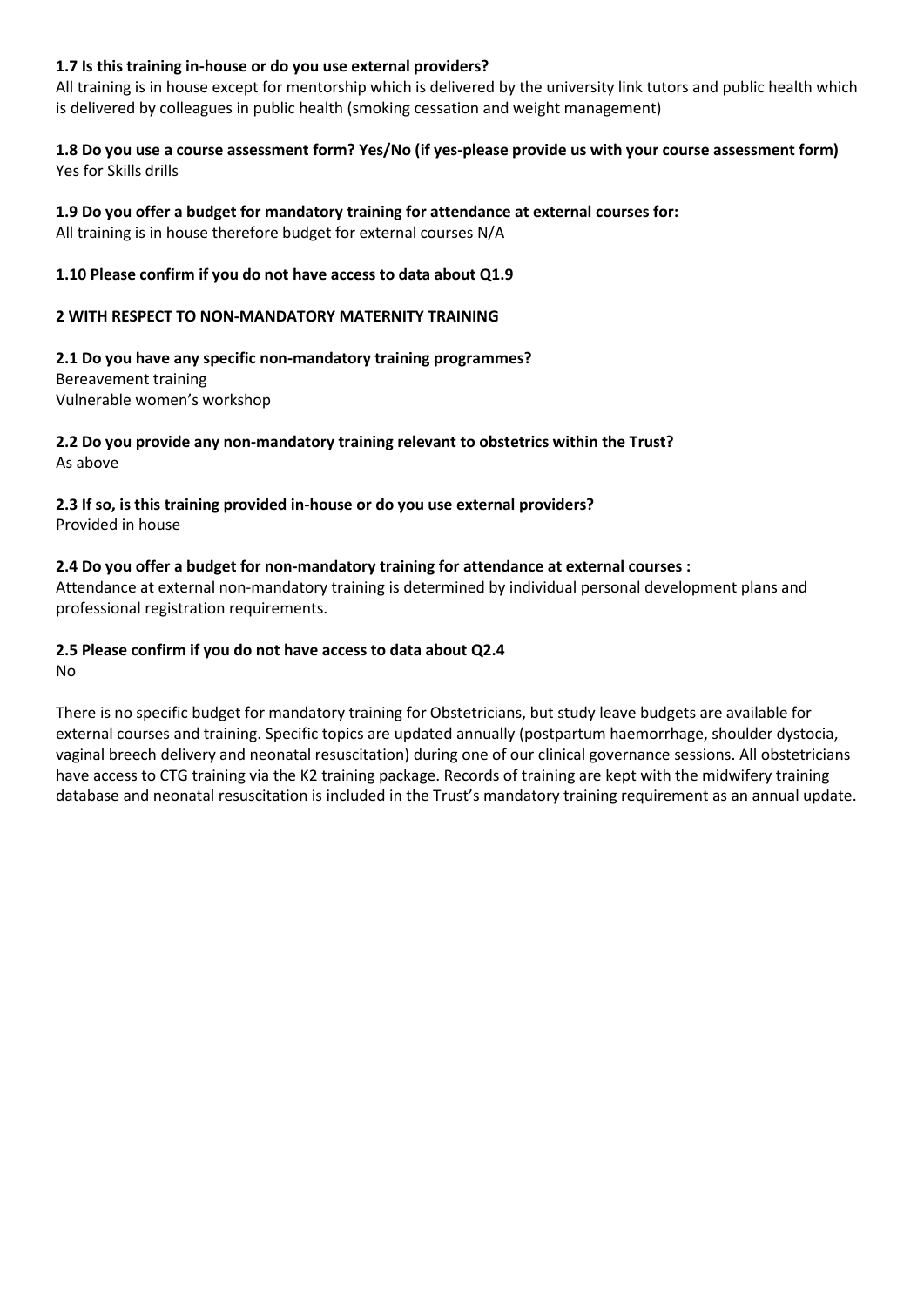**1.7 Is this training in-house or do you use external providers?**

All training is in house except for mentorship which is delivered by the university link tutors and public health which is delivered by colleagues in public health (smoking cessation and weight management)

**1.8 Do you use a course assessment form? Yes/No (if yes-please provide us with your course assessment form)**

Yes for Skills drills

**1.9 Do you offer a budget for mandatory training for attendance at external courses for:**

All training is in house therefore budget for external courses N/A

**1.10 Please confirm if you do not have access to data about Q1.9**

**2 WITH RESPECT TO NON-MANDATORY MATERNITY TRAINING**

**2.1 Do you have any specific non-mandatory training programmes?**

Bereavement training
Vulnerable women's workshop

**2.2 Do you provide any non-mandatory training relevant to obstetrics within the Trust?**

As above

**2.3 If so, is this training provided in-house or do you use external providers?**

Provided in house

**2.4 Do you offer a budget for non-mandatory training for attendance at external courses :**

Attendance at external non-mandatory training is determined by individual personal development plans and professional registration requirements.

**2.5 Please confirm if you do not have access to data about Q2.4**

No

There is no specific budget for mandatory training for Obstetricians, but study leave budgets are available for external courses and training. Specific topics are updated annually (postpartum haemorrhage, shoulder dystocia, vaginal breech delivery and neonatal resuscitation) during one of our clinical governance sessions. All obstetricians have access to CTG training via the K2 training package. Records of training are kept with the midwifery training database and neonatal resuscitation is included in the Trust's mandatory training requirement as an annual update.